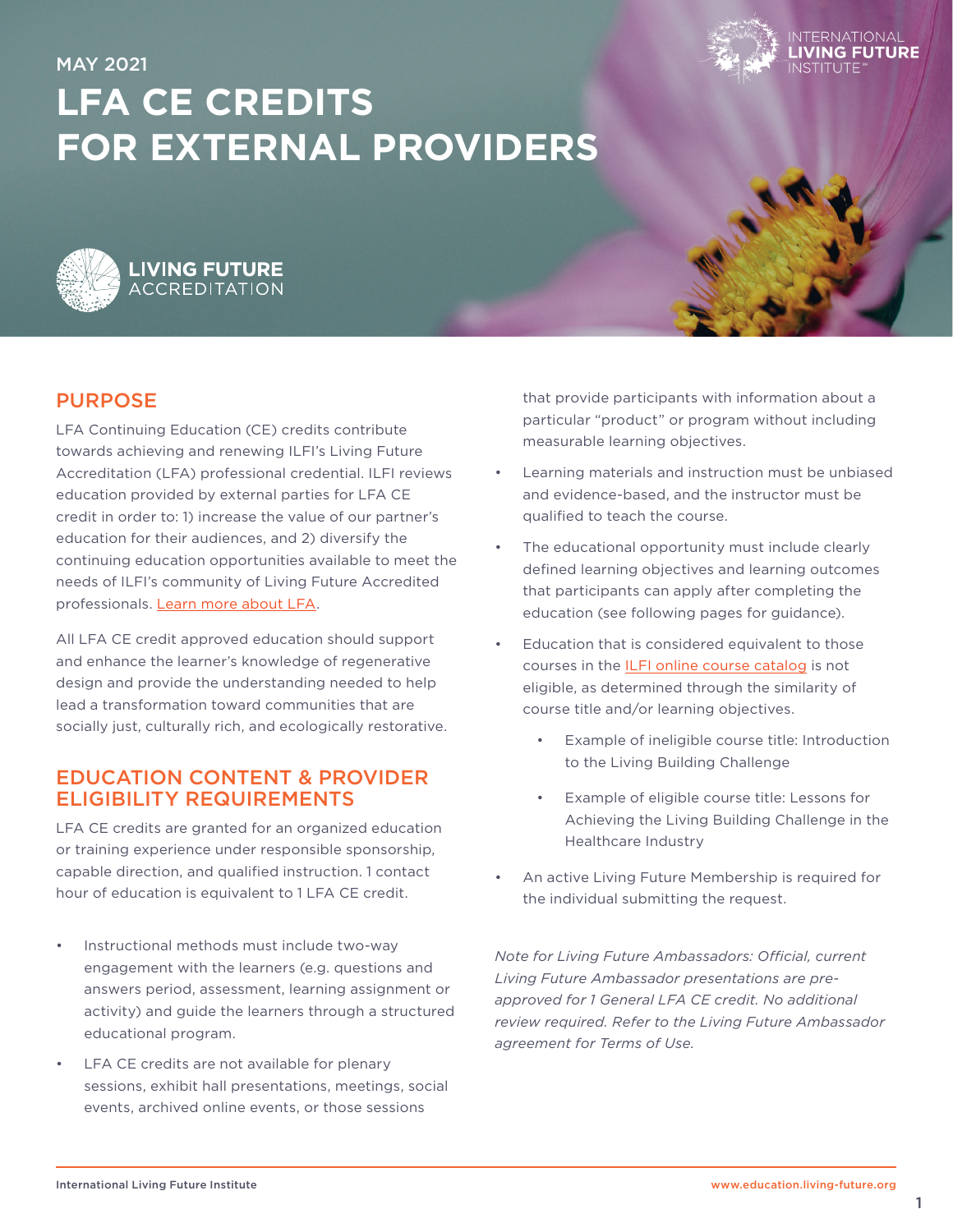MAY 2021

# LFA CE CREDITS FOR EXTERNAL PROVIDERS

INTERNATIONAL LIVING FUTURE INSTITUTE

LIVING FUTURE ACCREDITATION

## PURPOSE

LFA Continuing Education (CE) credits contribute towards achieving and renewing ILFI's Living Future Accreditation (LFA) professional credential. ILFI reviews education provided by external parties for LFA CE credit in order to: 1) increase the value of our partner's education for their audiences, and 2) diversify the continuing education opportunities available to meet the needs of ILFI's community of Living Future Accredited professionals. Learn more about LFA.

All LFA CE credit approved education should support and enhance the learner's knowledge of regenerative design and provide the understanding needed to help lead a transformation toward communities that are socially just, culturally rich, and ecologically restorative.

## EDUCATION CONTENT & PROVIDER ELIGIBILITY REQUIREMENTS

LFA CE credits are granted for an organized education or training experience under responsible sponsorship, capable direction, and qualified instruction. 1 contact hour of education is equivalent to 1 LFA CE credit.

- Instructional methods must include two-way engagement with the learners (e.g. questions and answers period, assessment, learning assignment or activity) and guide the learners through a structured educational program.
- LFA CE credits are not available for plenary sessions, exhibit hall presentations, meetings, social events, archived online events, or those sessions that provide participants with information about a particular "product" or program without including measurable learning objectives.
- Learning materials and instruction must be unbiased and evidence-based, and the instructor must be qualified to teach the course.
- The educational opportunity must include clearly defined learning objectives and learning outcomes that participants can apply after completing the education (see following pages for guidance).
- Education that is considered equivalent to those courses in the ILFI online course catalog is not eligible, as determined through the similarity of course title and/or learning objectives.
    - Example of ineligible course title: Introduction to the Living Building Challenge
    - Example of eligible course title: Lessons for Achieving the Living Building Challenge in the Healthcare Industry
- An active Living Future Membership is required for the individual submitting the request.

*Note for Living Future Ambassadors: Official, current Living Future Ambassador presentations are pre-approved for 1 General LFA CE credit. No additional review required. Refer to the Living Future Ambassador agreement for Terms of Use.*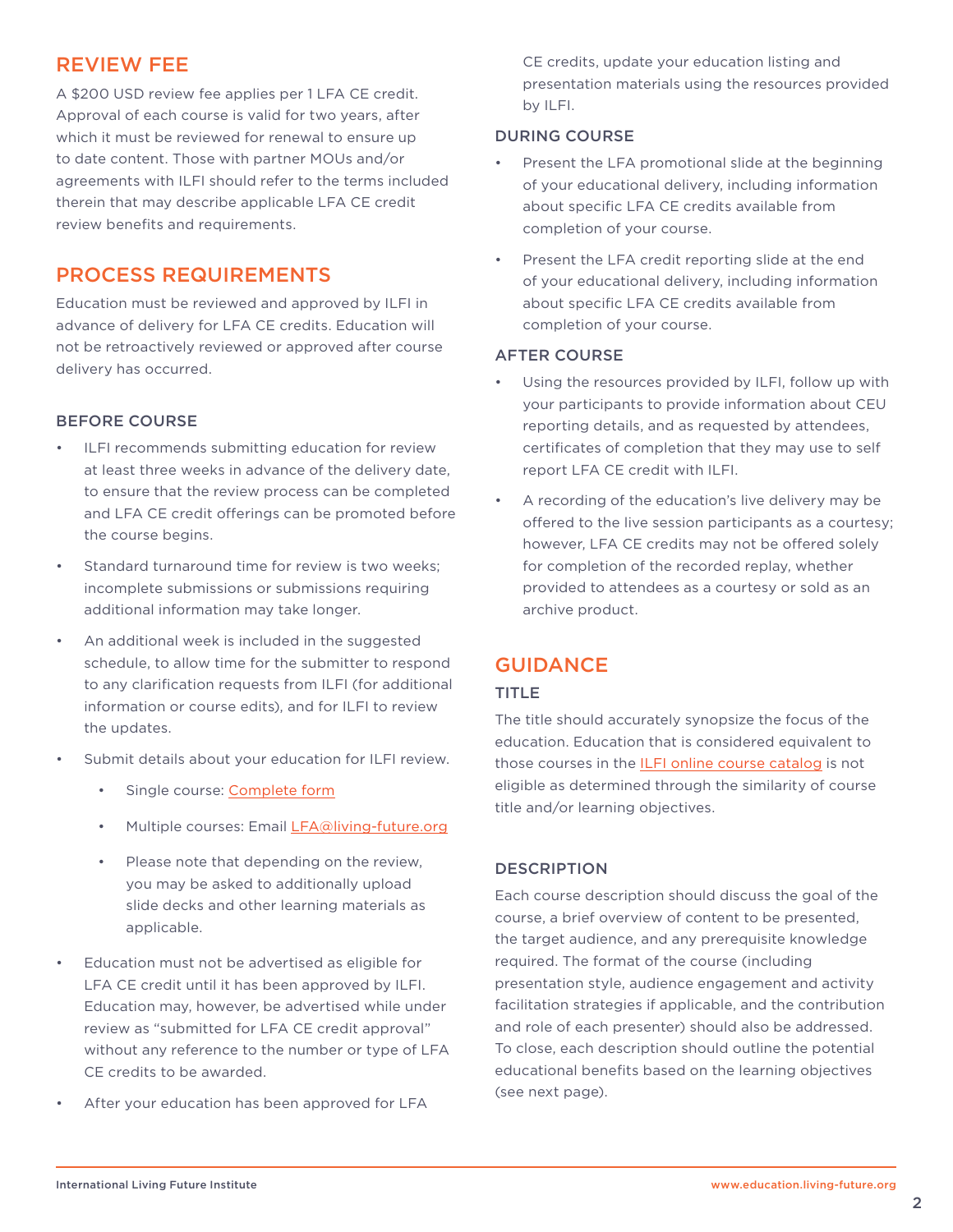## REVIEW FEE

A $200 USD review fee applies per 1 LFA CE credit. Approval of each course is valid for two years, after which it must be reviewed for renewal to ensure up to date content. Those with partner MOUs and/or agreements with ILFI should refer to the terms included therein that may describe applicable LFA CE credit review benefits and requirements.

## PROCESS REQUIREMENTS

Education must be reviewed and approved by ILFI in advance of delivery for LFA CE credits. Education will not be retroactively reviewed or approved after course delivery has occurred.

### BEFORE COURSE

- ILFI recommends submitting education for review at least three weeks in advance of the delivery date, to ensure that the review process can be completed and LFA CE credit offerings can be promoted before the course begins.
- Standard turnaround time for review is two weeks; incomplete submissions or submissions requiring additional information may take longer.
- An additional week is included in the suggested schedule, to allow time for the submitter to respond to any clarification requests from ILFI (for additional information or course edits), and for ILFI to review the updates.
- Submit details about your education for ILFI review.
    - Single course: Complete form
    - Multiple courses: Email LFA@living-future.org
    - Please note that depending on the review, you may be asked to additionally upload slide decks and other learning materials as applicable.
- Education must not be advertised as eligible for LFA CE credit until it has been approved by ILFI. Education may, however, be advertised while under review as "submitted for LFA CE credit approval" without any reference to the number or type of LFA CE credits to be awarded.
- After your education has been approved for LFA CE credits, update your education listing and presentation materials using the resources provided by ILFI.

### DURING COURSE

- Present the LFA promotional slide at the beginning of your educational delivery, including information about specific LFA CE credits available from completion of your course.
- Present the LFA credit reporting slide at the end of your educational delivery, including information about specific LFA CE credits available from completion of your course.

### AFTER COURSE

- Using the resources provided by ILFI, follow up with your participants to provide information about CEU reporting details, and as requested by attendees, certificates of completion that they may use to self report LFA CE credit with ILFI.
- A recording of the education's live delivery may be offered to the live session participants as a courtesy; however, LFA CE credits may not be offered solely for completion of the recorded replay, whether provided to attendees as a courtesy or sold as an archive product.

## GUIDANCE

### TITLE

The title should accurately synopsize the focus of the education. Education that is considered equivalent to those courses in the ILFI online course catalog is not eligible as determined through the similarity of course title and/or learning objectives.

### DESCRIPTION

Each course description should discuss the goal of the course, a brief overview of content to be presented, the target audience, and any prerequisite knowledge required. The format of the course (including presentation style, audience engagement and activity facilitation strategies if applicable, and the contribution and role of each presenter) should also be addressed. To close, each description should outline the potential educational benefits based on the learning objectives (see next page).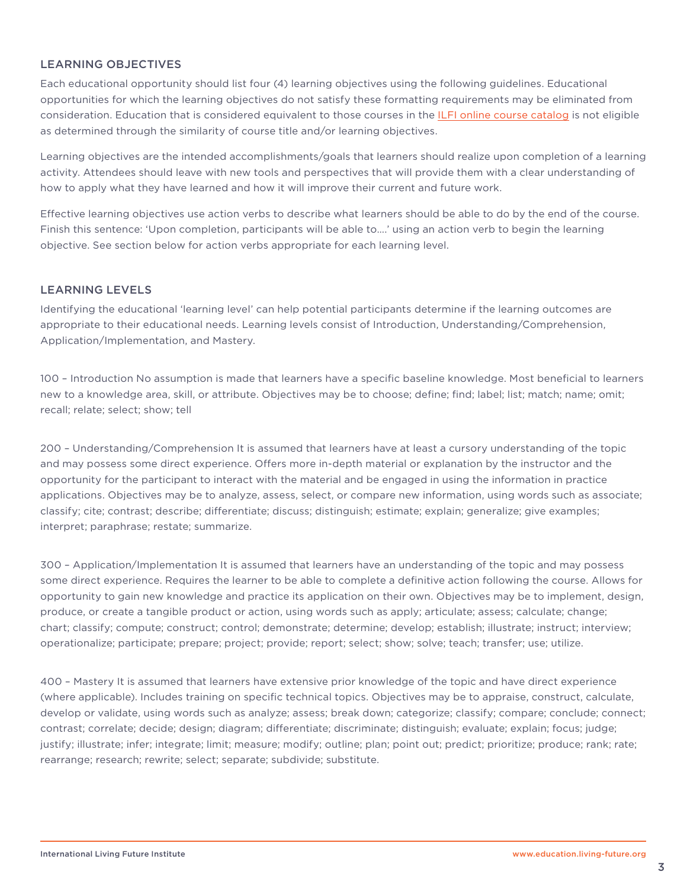## LEARNING OBJECTIVES

Each educational opportunity should list four (4) learning objectives using the following guidelines. Educational opportunities for which the learning objectives do not satisfy these formatting requirements may be eliminated from consideration. Education that is considered equivalent to those courses in the ILFI online course catalog is not eligible as determined through the similarity of course title and/or learning objectives.

Learning objectives are the intended accomplishments/goals that learners should realize upon completion of a learning activity. Attendees should leave with new tools and perspectives that will provide them with a clear understanding of how to apply what they have learned and how it will improve their current and future work.

Effective learning objectives use action verbs to describe what learners should be able to do by the end of the course. Finish this sentence: 'Upon completion, participants will be able to....' using an action verb to begin the learning objective. See section below for action verbs appropriate for each learning level.

## LEARNING LEVELS

Identifying the educational 'learning level' can help potential participants determine if the learning outcomes are appropriate to their educational needs. Learning levels consist of Introduction, Understanding/Comprehension, Application/Implementation, and Mastery.

100 – Introduction No assumption is made that learners have a specific baseline knowledge. Most beneficial to learners new to a knowledge area, skill, or attribute. Objectives may be to choose; define; find; label; list; match; name; omit; recall; relate; select; show; tell

200 – Understanding/Comprehension It is assumed that learners have at least a cursory understanding of the topic and may possess some direct experience. Offers more in-depth material or explanation by the instructor and the opportunity for the participant to interact with the material and be engaged in using the information in practice applications. Objectives may be to analyze, assess, select, or compare new information, using words such as associate; classify; cite; contrast; describe; differentiate; discuss; distinguish; estimate; explain; generalize; give examples; interpret; paraphrase; restate; summarize.

300 – Application/Implementation It is assumed that learners have an understanding of the topic and may possess some direct experience. Requires the learner to be able to complete a definitive action following the course. Allows for opportunity to gain new knowledge and practice its application on their own. Objectives may be to implement, design, produce, or create a tangible product or action, using words such as apply; articulate; assess; calculate; change; chart; classify; compute; construct; control; demonstrate; determine; develop; establish; illustrate; instruct; interview; operationalize; participate; prepare; project; provide; report; select; show; solve; teach; transfer; use; utilize.

400 – Mastery It is assumed that learners have extensive prior knowledge of the topic and have direct experience (where applicable). Includes training on specific technical topics. Objectives may be to appraise, construct, calculate, develop or validate, using words such as analyze; assess; break down; categorize; classify; compare; conclude; connect; contrast; correlate; decide; design; diagram; differentiate; discriminate; distinguish; evaluate; explain; focus; judge; justify; illustrate; infer; integrate; limit; measure; modify; outline; plan; point out; predict; prioritize; produce; rank; rate; rearrange; research; rewrite; select; separate; subdivide; substitute.